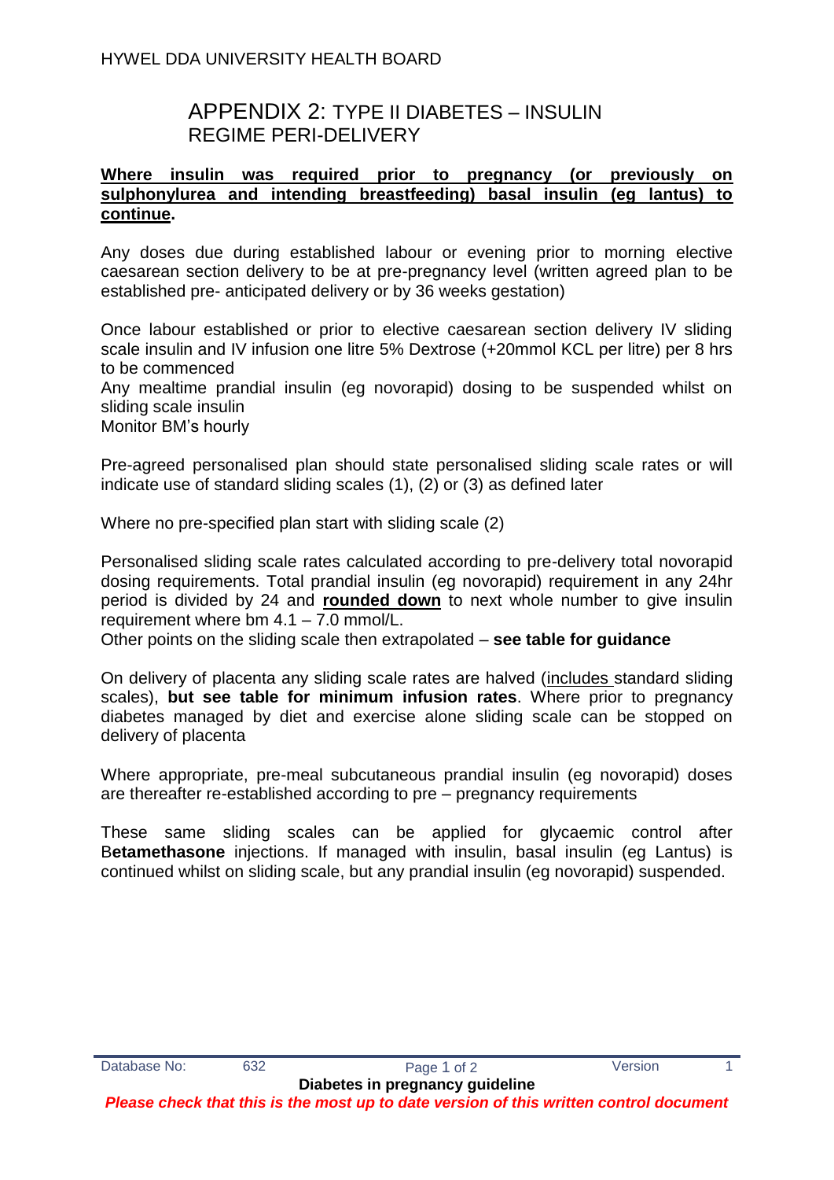# APPENDIX 2: TYPE II DIABETES – INSULIN REGIME PERI-DELIVERY

**Where insulin was required prior to pregnancy (or previously on sulphonylurea and intending breastfeeding) basal insulin (eg lantus) to continue.**

Any doses due during established labour or evening prior to morning elective caesarean section delivery to be at pre-pregnancy level (written agreed plan to be established pre- anticipated delivery or by 36 weeks gestation)

Once labour established or prior to elective caesarean section delivery IV sliding scale insulin and IV infusion one litre 5% Dextrose (+20mmol KCL per litre) per 8 hrs to be commenced

Any mealtime prandial insulin (eg novorapid) dosing to be suspended whilst on sliding scale insulin

Monitor BM's hourly

Pre-agreed personalised plan should state personalised sliding scale rates or will indicate use of standard sliding scales (1), (2) or (3) as defined later

Where no pre-specified plan start with sliding scale (2)

Personalised sliding scale rates calculated according to pre-delivery total novorapid dosing requirements. Total prandial insulin (eg novorapid) requirement in any 24hr period is divided by 24 and **rounded down** to next whole number to give insulin requirement where bm 4.1 – 7.0 mmol/L.

Other points on the sliding scale then extrapolated – **see table for guidance**

On delivery of placenta any sliding scale rates are halved (includes standard sliding scales), **but see table for minimum infusion rates**. Where prior to pregnancy diabetes managed by diet and exercise alone sliding scale can be stopped on delivery of placenta

Where appropriate, pre-meal subcutaneous prandial insulin (eg novorapid) doses are thereafter re-established according to pre – pregnancy requirements

These same sliding scales can be applied for glycaemic control after B**etamethasone** injections. If managed with insulin, basal insulin (eg Lantus) is continued whilst on sliding scale, but any prandial insulin (eg novorapid) suspended.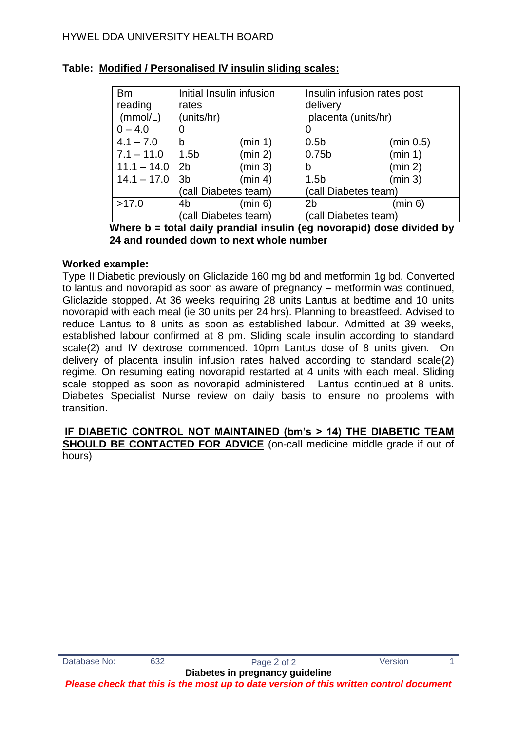**Table: Modified / Personalised IV insulin sliding scales:**

| Bm reading (mmol/L) | Initial Insulin infusion rates (units/hr) | | Insulin infusion rates post delivery placenta (units/hr) | |
|---|---|---|---|---|
| 0 – 4.0 | 0 | | 0 | |
| 4.1 – 7.0 | b | (min 1) | 0.5b | (min 0.5) |
| 7.1 – 11.0 | 1.5b | (min 2) | 0.75b | (min 1) |
| 11.1 – 14.0 | 2b | (min 3) | b | (min 2) |
| 14.1 – 17.0 | 3b (call Diabetes team) | (min 4) | 1.5b (call Diabetes team) | (min 3) |
| >17.0 | 4b (call Diabetes team) | (min 6) | 2b (call Diabetes team) | (min 6) |

**Where b = total daily prandial insulin (eg novorapid) dose divided by 24 and rounded down to next whole number**

**Worked example:**

Type II Diabetic previously on Gliclazide 160 mg bd and metformin 1g bd. Converted to lantus and novorapid as soon as aware of pregnancy – metformin was continued, Gliclazide stopped. At 36 weeks requiring 28 units Lantus at bedtime and 10 units novorapid with each meal (ie 30 units per 24 hrs). Planning to breastfeed. Advised to reduce Lantus to 8 units as soon as established labour. Admitted at 39 weeks, established labour confirmed at 8 pm. Sliding scale insulin according to standard scale(2) and IV dextrose commenced. 10pm Lantus dose of 8 units given. On delivery of placenta insulin infusion rates halved according to standard scale(2) regime. On resuming eating novorapid restarted at 4 units with each meal. Sliding scale stopped as soon as novorapid administered. Lantus continued at 8 units. Diabetes Specialist Nurse review on daily basis to ensure no problems with transition.

**IF DIABETIC CONTROL NOT MAINTAINED (bm's > 14) THE DIABETIC TEAM SHOULD BE CONTACTED FOR ADVICE** (on-call medicine middle grade if out of hours)